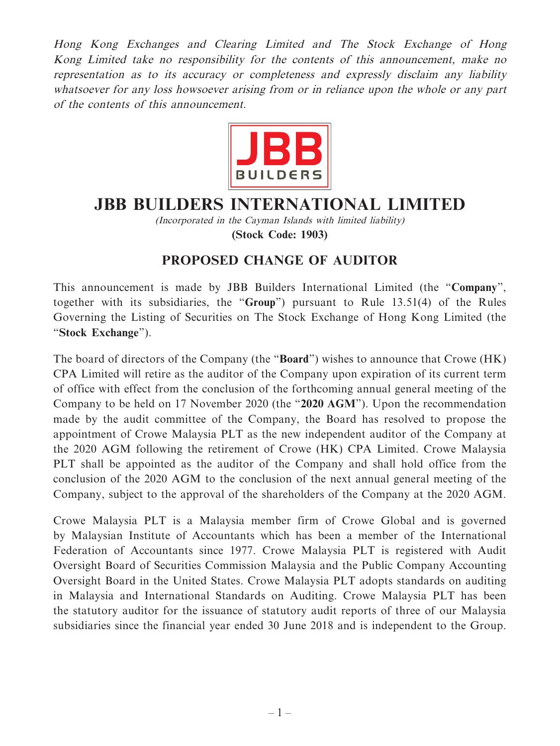*Hong Kong Exchanges and Clearing Limited and The Stock Exchange of Hong Kong Limited take no responsibility for the contents of this announcement, make no representation as to its accuracy or completeness and expressly disclaim any liability whatsoever for any loss howsoever arising from or in reliance upon the whole or any part of the contents of this announcement.*

# JBB BUILDERS INTERNATIONAL LIMITED

*(Incorporated in the Cayman Islands with limited liability)*

**(Stock Code: 1903)**

## PROPOSED CHANGE OF AUDITOR

This announcement is made by JBB Builders International Limited (the "**Company**", together with its subsidiaries, the "**Group**") pursuant to Rule 13.51(4) of the Rules Governing the Listing of Securities on The Stock Exchange of Hong Kong Limited (the "**Stock Exchange**").

The board of directors of the Company (the "**Board**") wishes to announce that Crowe (HK) CPA Limited will retire as the auditor of the Company upon expiration of its current term of office with effect from the conclusion of the forthcoming annual general meeting of the Company to be held on 17 November 2020 (the "**2020 AGM**"). Upon the recommendation made by the audit committee of the Company, the Board has resolved to propose the appointment of Crowe Malaysia PLT as the new independent auditor of the Company at the 2020 AGM following the retirement of Crowe (HK) CPA Limited. Crowe Malaysia PLT shall be appointed as the auditor of the Company and shall hold office from the conclusion of the 2020 AGM to the conclusion of the next annual general meeting of the Company, subject to the approval of the shareholders of the Company at the 2020 AGM.

Crowe Malaysia PLT is a Malaysia member firm of Crowe Global and is governed by Malaysian Institute of Accountants which has been a member of the International Federation of Accountants since 1977. Crowe Malaysia PLT is registered with Audit Oversight Board of Securities Commission Malaysia and the Public Company Accounting Oversight Board in the United States. Crowe Malaysia PLT adopts standards on auditing in Malaysia and International Standards on Auditing. Crowe Malaysia PLT has been the statutory auditor for the issuance of statutory audit reports of three of our Malaysia subsidiaries since the financial year ended 30 June 2018 and is independent to the Group.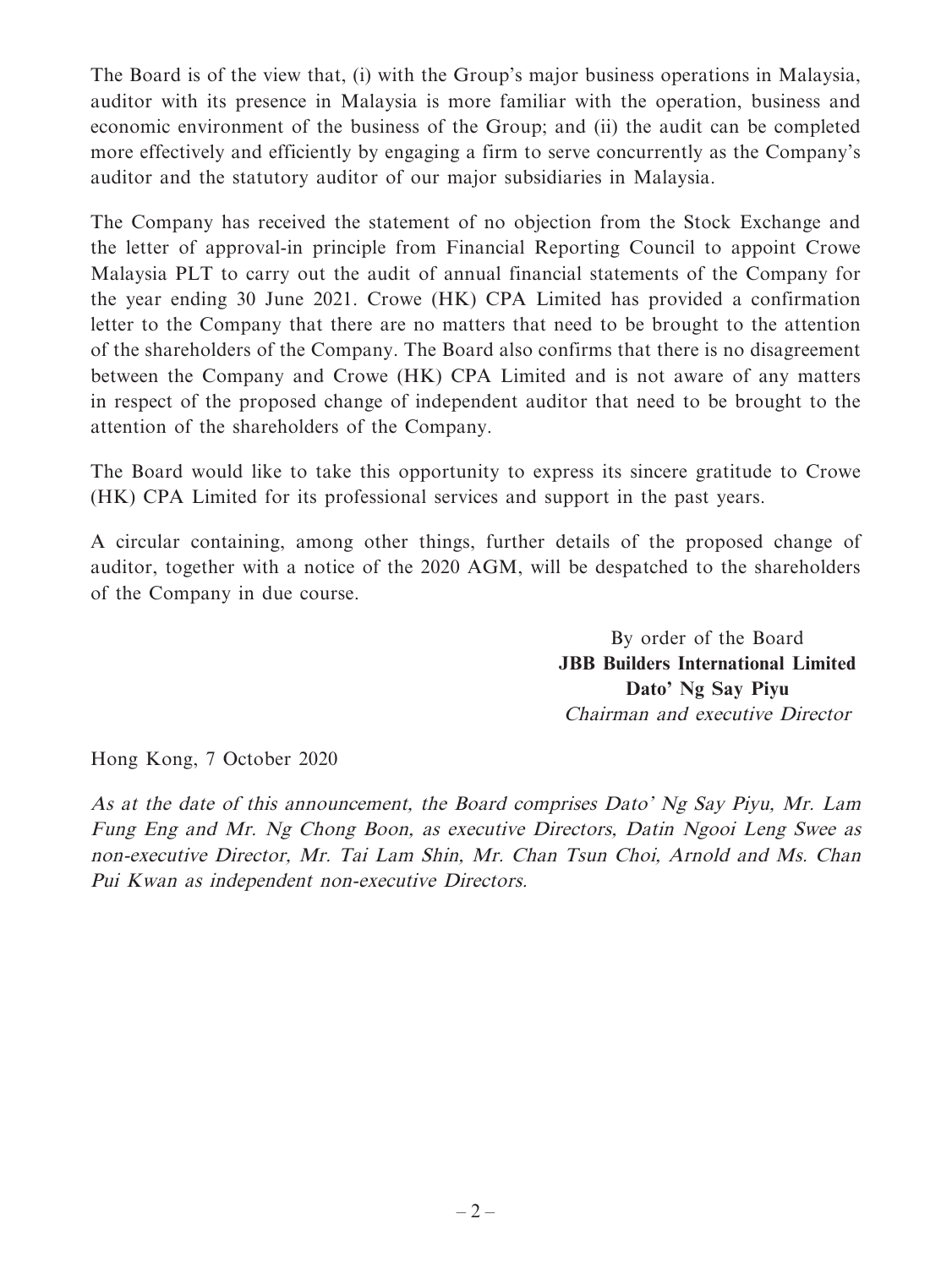The Board is of the view that, (i) with the Group's major business operations in Malaysia, auditor with its presence in Malaysia is more familiar with the operation, business and economic environment of the business of the Group; and (ii) the audit can be completed more effectively and efficiently by engaging a firm to serve concurrently as the Company's auditor and the statutory auditor of our major subsidiaries in Malaysia.

The Company has received the statement of no objection from the Stock Exchange and the letter of approval-in principle from Financial Reporting Council to appoint Crowe Malaysia PLT to carry out the audit of annual financial statements of the Company for the year ending 30 June 2021. Crowe (HK) CPA Limited has provided a confirmation letter to the Company that there are no matters that need to be brought to the attention of the shareholders of the Company. The Board also confirms that there is no disagreement between the Company and Crowe (HK) CPA Limited and is not aware of any matters in respect of the proposed change of independent auditor that need to be brought to the attention of the shareholders of the Company.

The Board would like to take this opportunity to express its sincere gratitude to Crowe (HK) CPA Limited for its professional services and support in the past years.

A circular containing, among other things, further details of the proposed change of auditor, together with a notice of the 2020 AGM, will be despatched to the shareholders of the Company in due course.

By order of the Board
**JBB Builders International Limited**
**Dato' Ng Say Piyu**
*Chairman and executive Director*

Hong Kong, 7 October 2020

*As at the date of this announcement, the Board comprises Dato' Ng Say Piyu, Mr. Lam Fung Eng and Mr. Ng Chong Boon, as executive Directors, Datin Ngooi Leng Swee as non-executive Director, Mr. Tai Lam Shin, Mr. Chan Tsun Choi, Arnold and Ms. Chan Pui Kwan as independent non-executive Directors.*